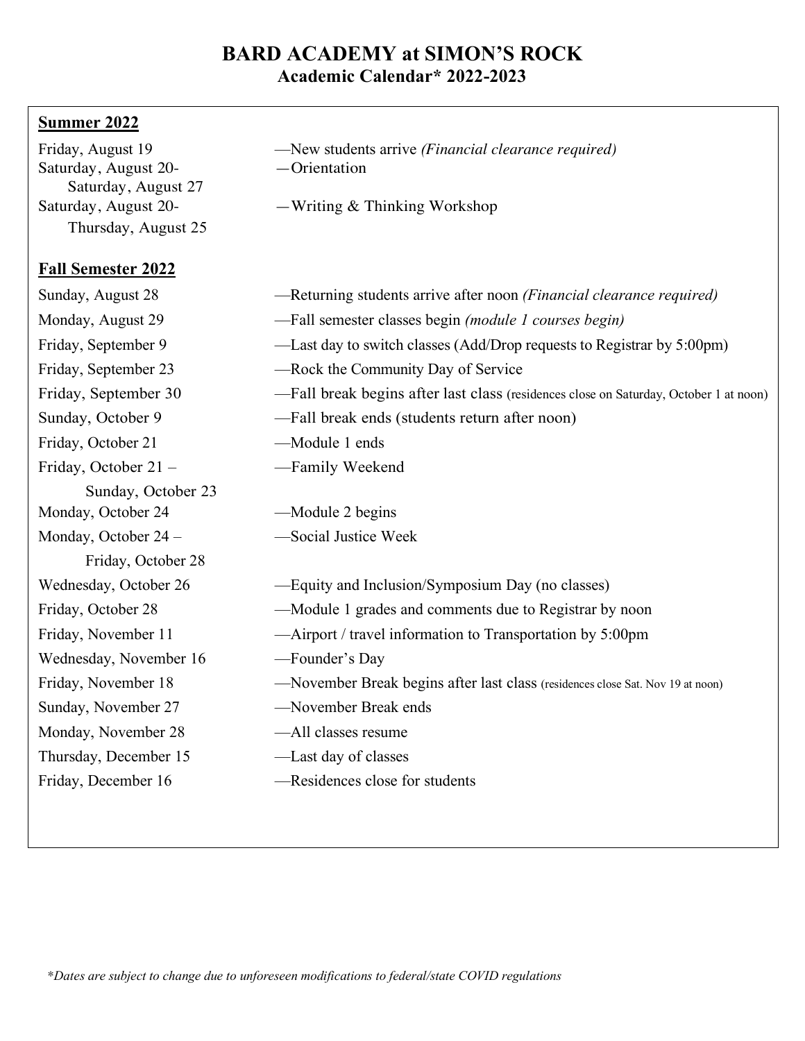# BARD ACADEMY at SIMON'S ROCK
## Academic Calendar* 2022-2023

### Summer 2022

| Date | Event |
|---|---|
| Friday, August 19 | —New students arrive *(Financial clearance required)* |
| Saturday, August 20- Saturday, August 27 | —Orientation |
| Saturday, August 20- Thursday, August 25 | —Writing & Thinking Workshop |

### Fall Semester 2022

| Date | Event |
|---|---|
| Sunday, August 28 | —Returning students arrive after noon *(Financial clearance required)* |
| Monday, August 29 | —Fall semester classes begin *(module 1 courses begin)* |
| Friday, September 9 | —Last day to switch classes (Add/Drop requests to Registrar by 5:00pm) |
| Friday, September 23 | —Rock the Community Day of Service |
| Friday, September 30 | —Fall break begins after last class (residences close on Saturday, October 1 at noon) |
| Sunday, October 9 | —Fall break ends (students return after noon) |
| Friday, October 21 | —Module 1 ends |
| Friday, October 21 – Sunday, October 23 | —Family Weekend |
| Monday, October 24 | —Module 2 begins |
| Monday, October 24 – Friday, October 28 | —Social Justice Week |
| Wednesday, October 26 | —Equity and Inclusion/Symposium Day (no classes) |
| Friday, October 28 | —Module 1 grades and comments due to Registrar by noon |
| Friday, November 11 | —Airport / travel information to Transportation by 5:00pm |
| Wednesday, November 16 | —Founder's Day |
| Friday, November 18 | —November Break begins after last class (residences close Sat. Nov 19 at noon) |
| Sunday, November 27 | —November Break ends |
| Monday, November 28 | —All classes resume |
| Thursday, December 15 | —Last day of classes |
| Friday, December 16 | —Residences close for students |

*\*Dates are subject to change due to unforeseen modifications to federal/state COVID regulations*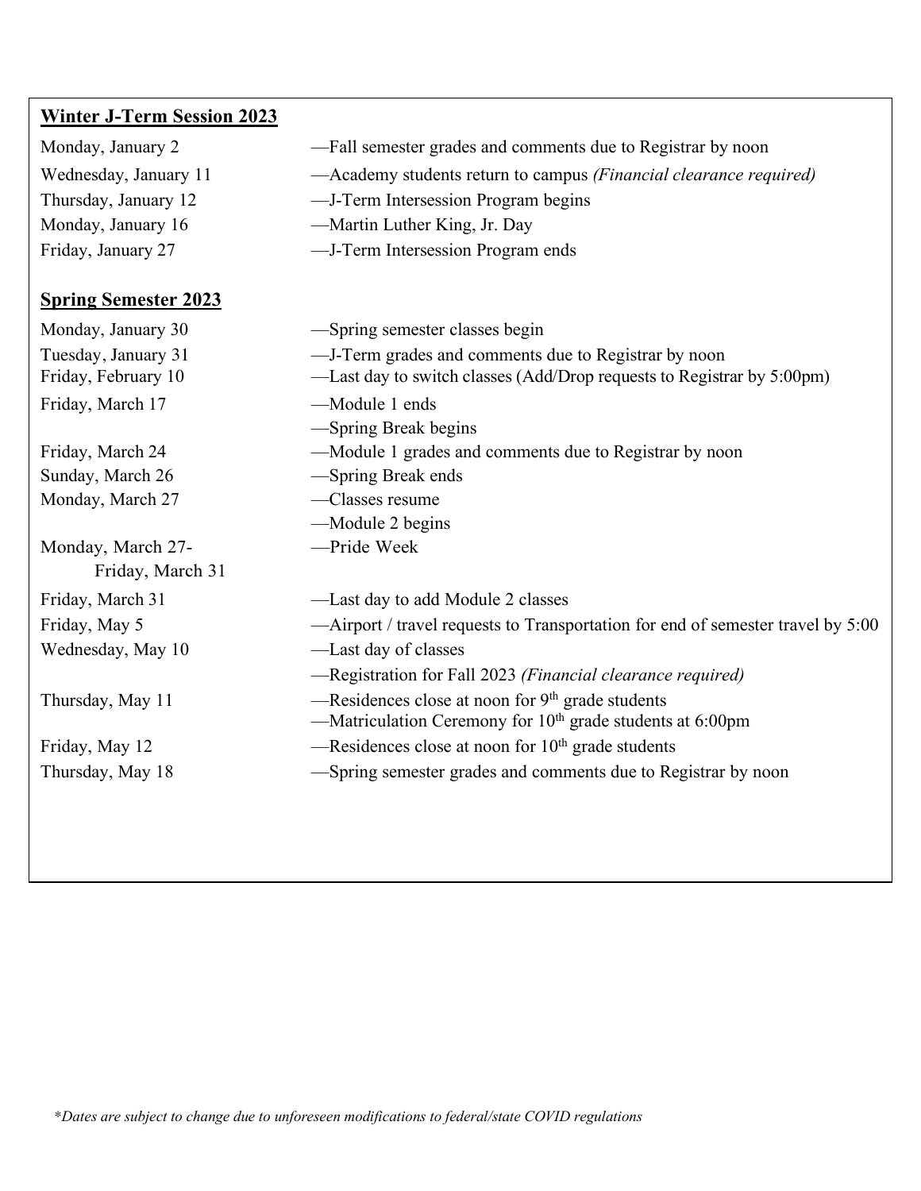## Winter J-Term Session 2023

| | |
|---|---|
| Monday, January 2 | —Fall semester grades and comments due to Registrar by noon |
| Wednesday, January 11 | —Academy students return to campus *(Financial clearance required)* |
| Thursday, January 12 | —J-Term Intersession Program begins |
| Monday, January 16 | —Martin Luther King, Jr. Day |
| Friday, January 27 | —J-Term Intersession Program ends |

## Spring Semester 2023

| | |
|---|---|
| Monday, January 30 | —Spring semester classes begin |
| Tuesday, January 31 | —J-Term grades and comments due to Registrar by noon |
| Friday, February 10 | —Last day to switch classes (Add/Drop requests to Registrar by 5:00pm) |
| Friday, March 17 | —Module 1 ends<br>—Spring Break begins |
| Friday, March 24 | —Module 1 grades and comments due to Registrar by noon |
| Sunday, March 26 | —Spring Break ends |
| Monday, March 27 | —Classes resume<br>—Module 2 begins |
| Monday, March 27-<br>Friday, March 31 | —Pride Week |
| Friday, March 31 | —Last day to add Module 2 classes |
| Friday, May 5 | —Airport / travel requests to Transportation for end of semester travel by 5:00 |
| Wednesday, May 10 | —Last day of classes<br>—Registration for Fall 2023 *(Financial clearance required)* |
| Thursday, May 11 | —Residences close at noon for 9th grade students<br>—Matriculation Ceremony for 10th grade students at 6:00pm |
| Friday, May 12 | —Residences close at noon for 10th grade students |
| Thursday, May 18 | —Spring semester grades and comments due to Registrar by noon |

*\*Dates are subject to change due to unforeseen modifications to federal/state COVID regulations*